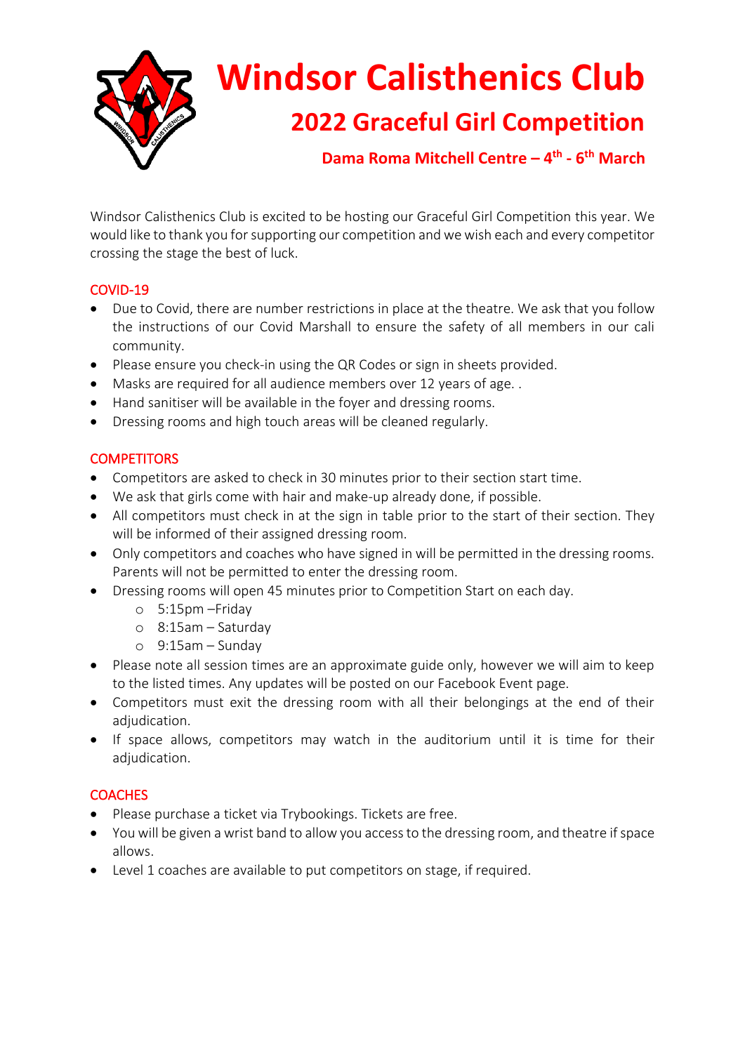# Windsor Calisthenics Club

## 2022 Graceful Girl Competition

### Dama Roma Mitchell Centre – 4th - 6th March

Windsor Calisthenics Club is excited to be hosting our Graceful Girl Competition this year. We would like to thank you for supporting our competition and we wish each and every competitor crossing the stage the best of luck.

### COVID-19

- Due to Covid, there are number restrictions in place at the theatre. We ask that you follow the instructions of our Covid Marshall to ensure the safety of all members in our cali community.
- Please ensure you check-in using the QR Codes or sign in sheets provided.
- Masks are required for all audience members over 12 years of age. .
- Hand sanitiser will be available in the foyer and dressing rooms.
- Dressing rooms and high touch areas will be cleaned regularly.

### COMPETITORS

- Competitors are asked to check in 30 minutes prior to their section start time.
- We ask that girls come with hair and make-up already done, if possible.
- All competitors must check in at the sign in table prior to the start of their section. They will be informed of their assigned dressing room.
- Only competitors and coaches who have signed in will be permitted in the dressing rooms. Parents will not be permitted to enter the dressing room.
- Dressing rooms will open 45 minutes prior to Competition Start on each day.
    - 5:15pm –Friday
    - 8:15am – Saturday
    - 9:15am – Sunday
- Please note all session times are an approximate guide only, however we will aim to keep to the listed times. Any updates will be posted on our Facebook Event page.
- Competitors must exit the dressing room with all their belongings at the end of their adjudication.
- If space allows, competitors may watch in the auditorium until it is time for their adjudication.

### COACHES

- Please purchase a ticket via Trybookings. Tickets are free.
- You will be given a wrist band to allow you access to the dressing room, and theatre if space allows.
- Level 1 coaches are available to put competitors on stage, if required.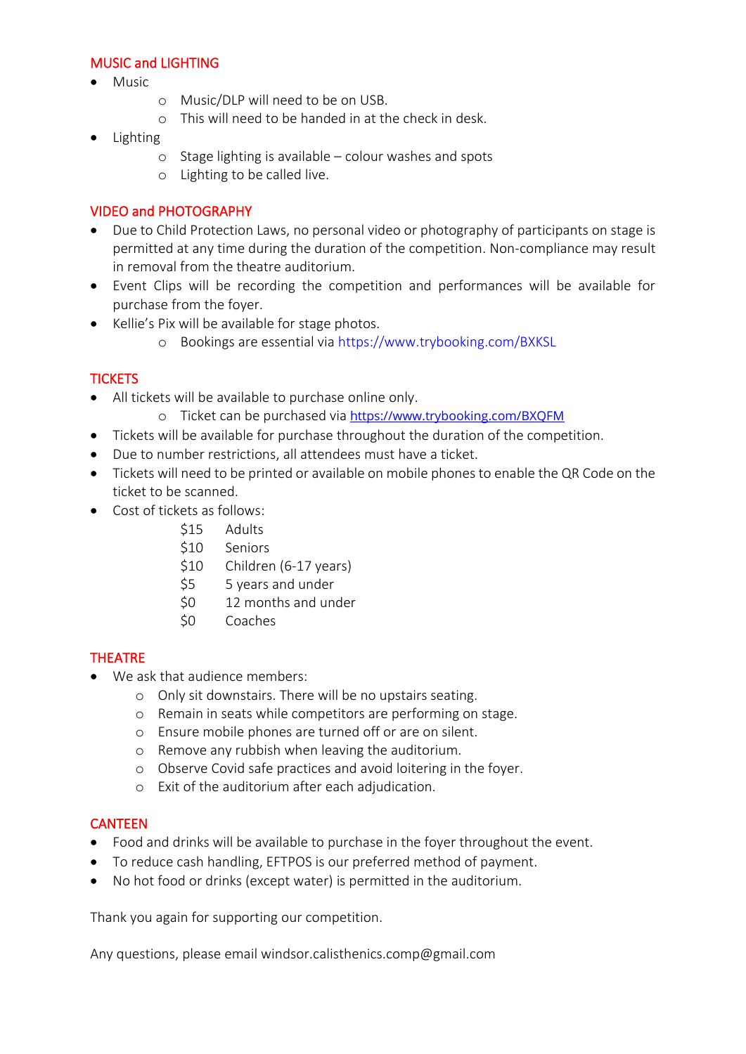## MUSIC and LIGHTING

- Music
  - Music/DLP will need to be on USB.
  - This will need to be handed in at the check in desk.
- Lighting
  - Stage lighting is available – colour washes and spots
  - Lighting to be called live.

## VIDEO and PHOTOGRAPHY

- Due to Child Protection Laws, no personal video or photography of participants on stage is permitted at any time during the duration of the competition. Non-compliance may result in removal from the theatre auditorium.
- Event Clips will be recording the competition and performances will be available for purchase from the foyer.
- Kellie's Pix will be available for stage photos.
  - Bookings are essential via https://www.trybooking.com/BXKSL

## TICKETS

- All tickets will be available to purchase online only.
  - Ticket can be purchased via https://www.trybooking.com/BXQFM
- Tickets will be available for purchase throughout the duration of the competition.
- Due to number restrictions, all attendees must have a ticket.
- Tickets will need to be printed or available on mobile phones to enable the QR Code on the ticket to be scanned.
- Cost of tickets as follows:

| | |
|---|---|
| $15 | Adults |
| $10 | Seniors |
| $10 | Children (6-17 years) |
| $5 | 5 years and under |
| $0 | 12 months and under |
| $0 | Coaches |

## THEATRE

- We ask that audience members:
  - Only sit downstairs. There will be no upstairs seating.
  - Remain in seats while competitors are performing on stage.
  - Ensure mobile phones are turned off or are on silent.
  - Remove any rubbish when leaving the auditorium.
  - Observe Covid safe practices and avoid loitering in the foyer.
  - Exit of the auditorium after each adjudication.

## CANTEEN

- Food and drinks will be available to purchase in the foyer throughout the event.
- To reduce cash handling, EFTPOS is our preferred method of payment.
- No hot food or drinks (except water) is permitted in the auditorium.

Thank you again for supporting our competition.

Any questions, please email windsor.calisthenics.comp@gmail.com